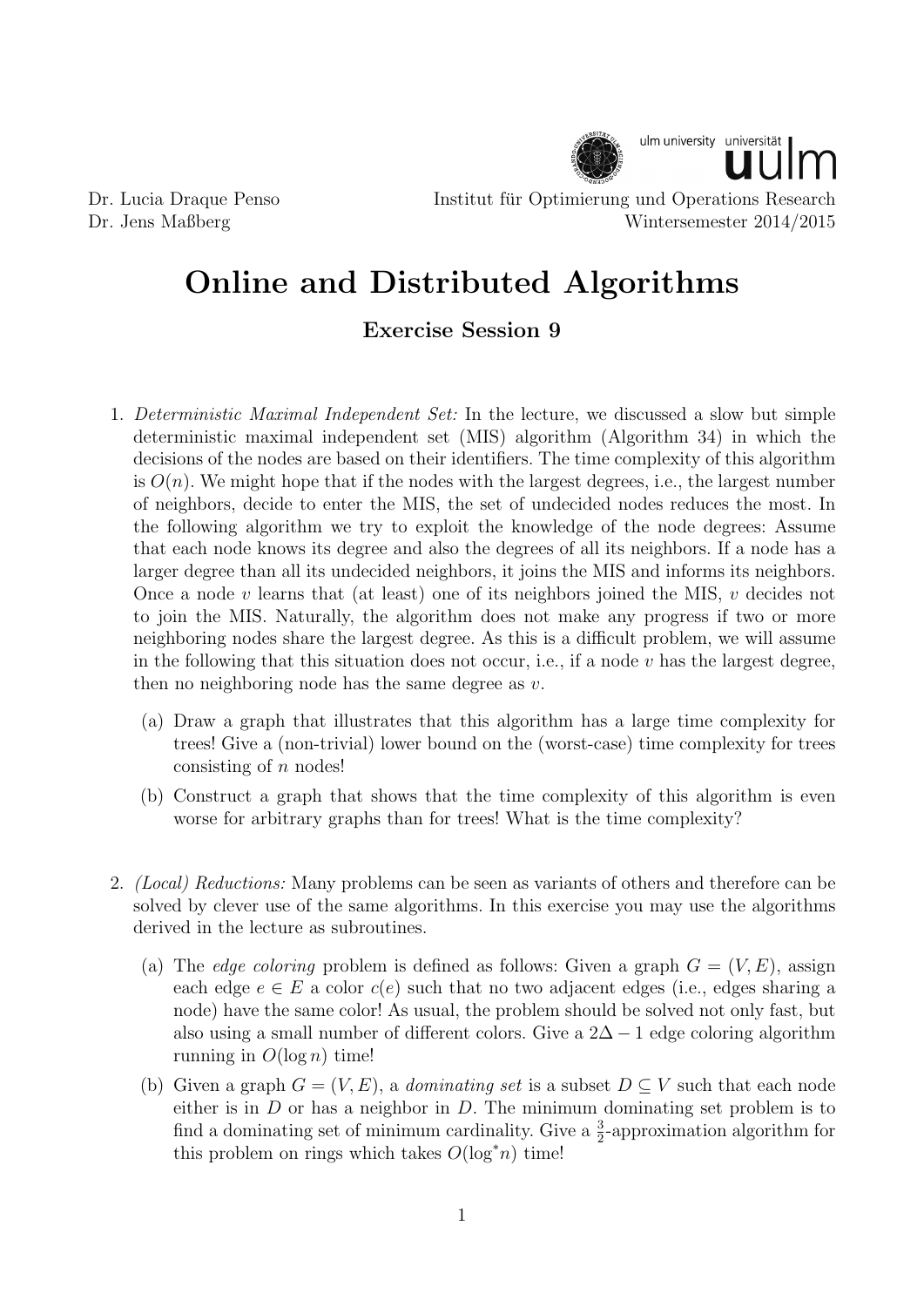Dr. Lucia Draque Penso
Dr. Jens Maßberg

Institut für Optimierung und Operations Research
Wintersemester 2014/2015

# Online and Distributed Algorithms

## Exercise Session 9

1. *Deterministic Maximal Independent Set:* In the lecture, we discussed a slow but simple deterministic maximal independent set (MIS) algorithm (Algorithm 34) in which the decisions of the nodes are based on their identifiers. The time complexity of this algorithm is $O(n)$. We might hope that if the nodes with the largest degrees, i.e., the largest number of neighbors, decide to enter the MIS, the set of undecided nodes reduces the most. In the following algorithm we try to exploit the knowledge of the node degrees: Assume that each node knows its degree and also the degrees of all its neighbors. If a node has a larger degree than all its undecided neighbors, it joins the MIS and informs its neighbors. Once a node $v$ learns that (at least) one of its neighbors joined the MIS, $v$ decides not to join the MIS. Naturally, the algorithm does not make any progress if two or more neighboring nodes share the largest degree. As this is a difficult problem, we will assume in the following that this situation does not occur, i.e., if a node $v$ has the largest degree, then no neighboring node has the same degree as $v$.

   (a) Draw a graph that illustrates that this algorithm has a large time complexity for trees! Give a (non-trivial) lower bound on the (worst-case) time complexity for trees consisting of $n$ nodes!

   (b) Construct a graph that shows that the time complexity of this algorithm is even worse for arbitrary graphs than for trees! What is the time complexity?

2. *(Local) Reductions:* Many problems can be seen as variants of others and therefore can be solved by clever use of the same algorithms. In this exercise you may use the algorithms derived in the lecture as subroutines.

   (a) The *edge coloring* problem is defined as follows: Given a graph $G = (V, E)$, assign each edge $e \in E$ a color $c(e)$ such that no two adjacent edges (i.e., edges sharing a node) have the same color! As usual, the problem should be solved not only fast, but also using a small number of different colors. Give a $2\Delta - 1$ edge coloring algorithm running in $O(\log n)$ time!

   (b) Given a graph $G = (V, E)$, a *dominating set* is a subset $D \subseteq V$ such that each node either is in $D$ or has a neighbor in $D$. The minimum dominating set problem is to find a dominating set of minimum cardinality. Give a $\frac{3}{2}$-approximation algorithm for this problem on rings which takes $O(\log^* n)$ time!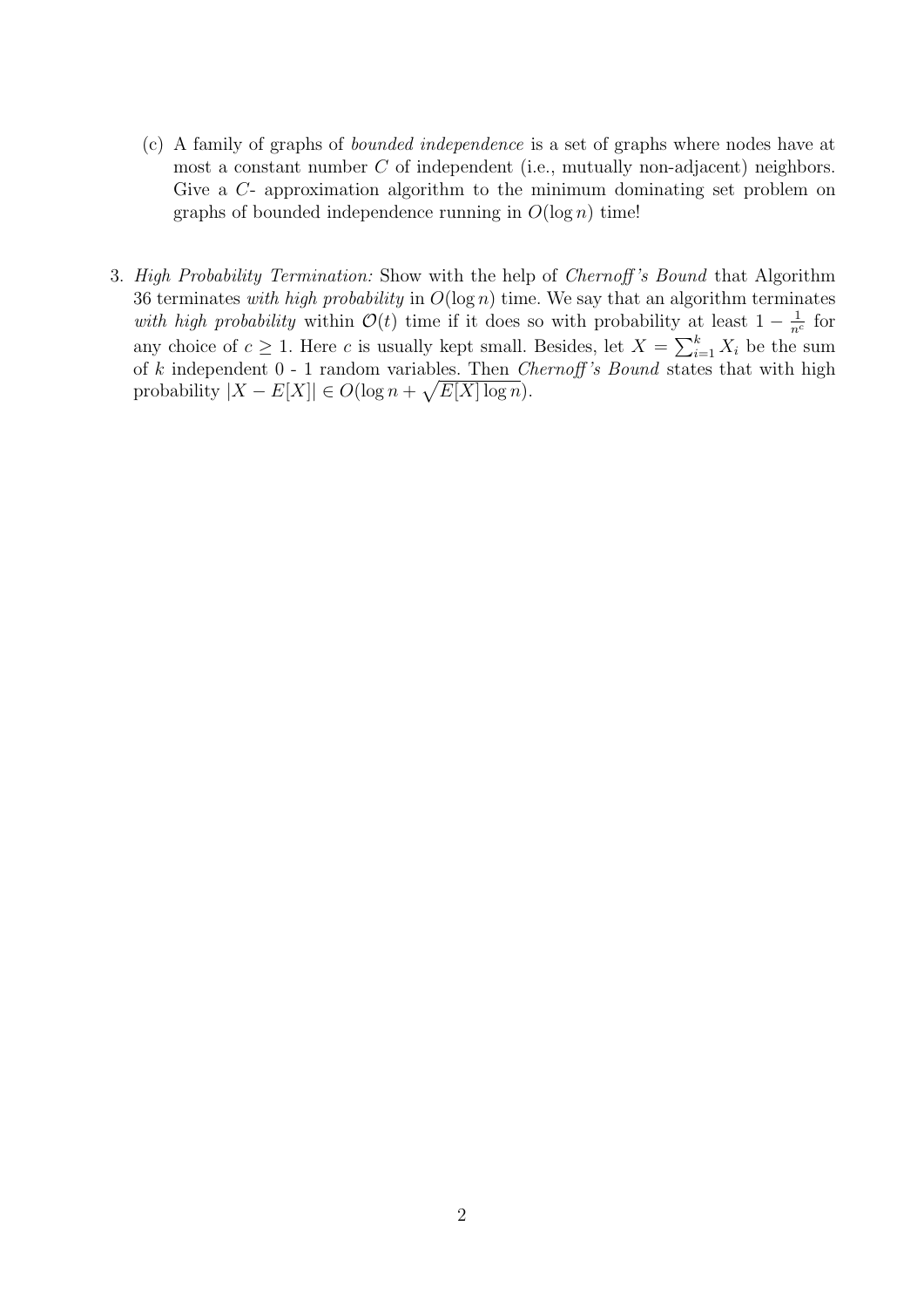(c) A family of graphs of *bounded independence* is a set of graphs where nodes have at most a constant number $C$ of independent (i.e., mutually non-adjacent) neighbors. Give a $C$- approximation algorithm to the minimum dominating set problem on graphs of bounded independence running in $O(\log n)$ time!

3. *High Probability Termination:* Show with the help of *Chernoff's Bound* that Algorithm 36 terminates *with high probability* in $O(\log n)$ time. We say that an algorithm terminates *with high probability* within $\mathcal{O}(t)$ time if it does so with probability at least $1 - \frac{1}{n^c}$ for any choice of $c \geq 1$. Here $c$ is usually kept small. Besides, let $X = \sum_{i=1}^{k} X_i$ be the sum of $k$ independent 0 - 1 random variables. Then *Chernoff's Bound* states that with high probability $|X - E[X]| \in O(\log n + \sqrt{E[X] \log n})$.